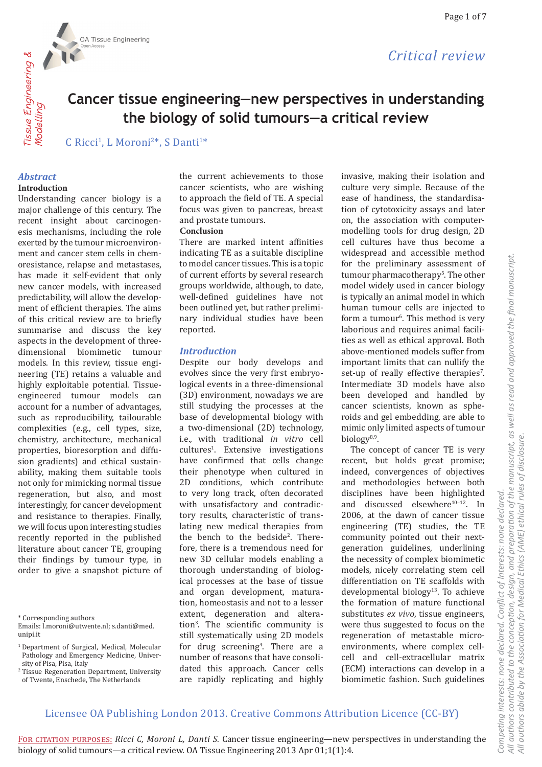*Critical review*

# Cancer tissue engineering—new perspectives in understanding the biology of solid tumours—a critical review

C Ricci[1], L Moroni[2*], S Danti[1*]

## *Abstract*

**Introduction**

Understanding cancer biology is a major challenge of this century. The recent insight about carcinogenesis mechanisms, including the role exerted by the tumour microenvironment and cancer stem cells in chemoresistance, relapse and metastases, has made it self-evident that only new cancer models, with increased predictability, will allow the development of efficient therapies. The aims of this critical review are to briefly summarise and discuss the key aspects in the development of three-dimensional biomimetic tumour models. In this review, tissue engineering (TE) retains a valuable and highly exploitable potential. Tissue-engineered tumour models can account for a number of advantages, such as reproducibility, tailourable complexities (e.g., cell types, size, chemistry, architecture, mechanical properties, bioresorption and diffusion gradients) and ethical sustainability, making them suitable tools not only for mimicking normal tissue regeneration, but also, and most interestingly, for cancer development and resistance to therapies. Finally, we will focus upon interesting studies recently reported in the published literature about cancer TE, grouping their findings by tumour type, in order to give a snapshot picture of the current achievements to those cancer scientists, who are wishing to approach the field of TE. A special focus was given to pancreas, breast and prostate tumours.

**Conclusion**

There are marked intent affinities indicating TE as a suitable discipline to model cancer tissues. This is a topic of current efforts by several research groups worldwide, although, to date, well-defined guidelines have not been outlined yet, but rather preliminary individual studies have been reported.

## *Introduction*

Despite our body develops and evolves since the very first embryological events in a three-dimensional (3D) environment, nowadays we are still studying the processes at the base of developmental biology with a two-dimensional (2D) technology, i.e., with traditional *in vitro* cell cultures[1]. Extensive investigations have confirmed that cells change their phenotype when cultured in 2D conditions, which contribute to very long track, often decorated with unsatisfactory and contradictory results, characteristic of translating new medical therapies from the bench to the bedside[2]. Therefore, there is a tremendous need for new 3D cellular models enabling a thorough understanding of biological processes at the base of tissue and organ development, maturation, homeostasis and not to a lesser extent, degeneration and alteration[3]. The scientific community is still systematically using 2D models for drug screening[4]. There are a number of reasons that have consolidated this approach. Cancer cells are rapidly replicating and highly invasive, making their isolation and culture very simple. Because of the ease of handiness, the standardisation of cytotoxicity assays and later on, the association with computer-modelling tools for drug design, 2D cell cultures have thus become a widespread and accessible method for the preliminary assessment of tumour pharmacotherapy[5]. The other model widely used in cancer biology is typically an animal model in which human tumour cells are injected to form a tumour[6]. This method is very laborious and requires animal facilities as well as ethical approval. Both above-mentioned models suffer from important limits that can nullify the set-up of really effective therapies[7]. Intermediate 3D models have also been developed and handled by cancer scientists, known as spheroids and gel embedding, are able to mimic only limited aspects of tumour biology[8,9].

The concept of cancer TE is very recent, but holds great promise; indeed, convergences of objectives and methodologies between both disciplines have been highlighted and discussed elsewhere[10–12]. In 2006, at the dawn of cancer tissue engineering (TE) studies, the TE community pointed out their next-generation guidelines, underlining the necessity of complex biomimetic models, nicely correlating stem cell differentiation on TE scaffolds with developmental biology[13]. To achieve the formation of mature functional substitutes *ex vivo*, tissue engineers, were thus suggested to focus on the regeneration of metastable microenvironments, where complex cell-cell and cell-extracellular matrix (ECM) interactions can develop in a biomimetic fashion. Such guidelines

---

\* Corresponding authors

Emails: l.moroni@utwente.nl; s.danti@med.unipi.it

[1] Department of Surgical, Medical, Molecular Pathology and Emergency Medicine, University of Pisa, Pisa, Italy

[2] Tissue Regeneration Department, University of Twente, Enschede, The Netherlands

Competing interests: none declared. Conflict of Interests: none declared.
All authors contributed to the conception, design, and preparation of the manuscript, as well as read and approved the final manuscript.
All authors abide by the Association for Medical Ethics (AME) ethical rules of disclosure.

Licensee OA Publishing London 2013. Creative Commons Attribution Licence (CC-BY)

For citation purposes: *Ricci C, Moroni L, Danti S.* Cancer tissue engineering—new perspectives in understanding the biology of solid tumours—a critical review. OA Tissue Engineering 2013 Apr 01;1(1):4.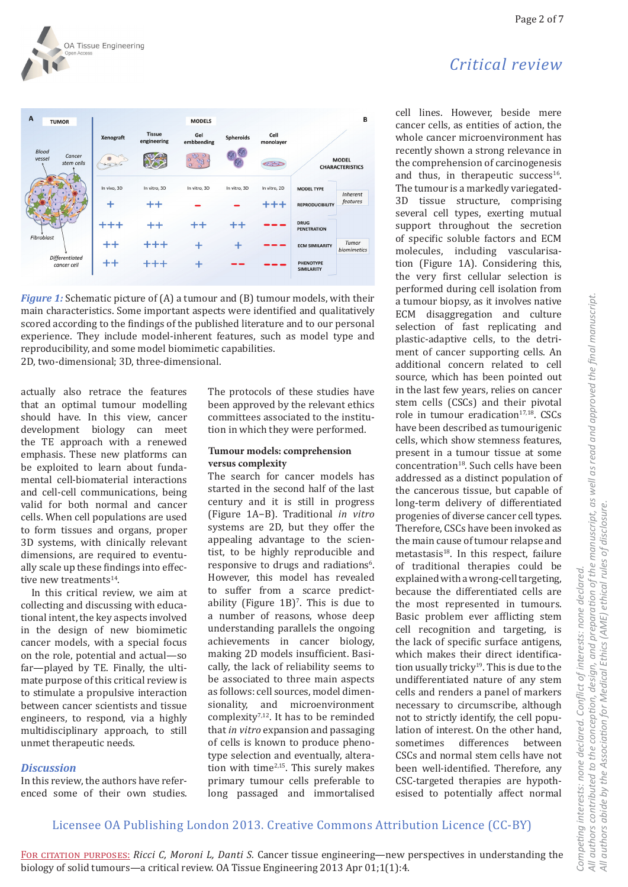A TUMOR

Blood vessel

Cancer stem cells

Fibroblast

Differentiated cancer cell

MODELS

Xenograft

Tissue engineering

Gel embbending

Spheroids

Cell monolayer

In vivo, 3D

In vitro, 3D

In vitro, 3D

In vitro, 3D

In vitro, 2D

B

MODEL CHARACTERISTICS

MODEL TYPE

REPRODUCIBILITY

Inherent features

DRUG PENETRATION

ECM SIMILARITY

PHENOTYPE SIMILARITY

Tumor biomimetics

+ ++ – – +++

+++ ++ ++ ++ – – –

++ +++ + + – – –

++ +++ + – – – – –

*Figure 1:* Schematic picture of (A) a tumour and (B) tumour models, with their main characteristics. Some important aspects were identified and qualitatively scored according to the findings of the published literature and to our personal experience. They include model-inherent features, such as model type and reproducibility, and some model biomimetic capabilities.
2D, two-dimensional; 3D, three-dimensional.

actually also retrace the features that an optimal tumour modelling should have. In this view, cancer development biology can meet the TE approach with a renewed emphasis. These new platforms can be exploited to learn about fundamental cell-biomaterial interactions and cell-cell communications, being valid for both normal and cancer cells. When cell populations are used to form tissues and organs, proper 3D systems, with clinically relevant dimensions, are required to eventually scale up these findings into effective new treatments[14].

In this critical review, we aim at collecting and discussing with educational intent, the key aspects involved in the design of new biomimetic cancer models, with a special focus on the role, potential and actual—so far—played by TE. Finally, the ultimate purpose of this critical review is to stimulate a propulsive interaction between cancer scientists and tissue engineers, to respond, via a highly multidisciplinary approach, to still unmet therapeutic needs.

## Discussion

In this review, the authors have referenced some of their own studies. The protocols of these studies have been approved by the relevant ethics committees associated to the institution in which they were performed.

### Tumour models: comprehension versus complexity

The search for cancer models has started in the second half of the last century and it is still in progress (Figure 1A–B). Traditional *in vitro* systems are 2D, but they offer the appealing advantage to the scientist, to be highly reproducible and responsive to drugs and radiations[6]. However, this model has revealed to suffer from a scarce predictability (Figure 1B)[7]. This is due to a number of reasons, whose deep understanding parallels the ongoing achievements in cancer biology, making 2D models insufficient. Basically, the lack of reliability seems to be associated to three main aspects as follows: cell sources, model dimensionality, and microenvironment complexity[7,12]. It has to be reminded that *in vitro* expansion and passaging of cells is known to produce phenotype selection and eventually, alteration with time[2,15]. This surely makes primary tumour cells preferable to long passaged and immortalised cell lines. However, beside mere cancer cells, as entities of action, the whole cancer microenvironment has recently shown a strong relevance in the comprehension of carcinogenesis and thus, in therapeutic success[16]. The tumour is a markedly variegated-3D tissue structure, comprising several cell types, exerting mutual support throughout the secretion of specific soluble factors and ECM molecules, including vascularisation (Figure 1A). Considering this, the very first cellular selection is performed during cell isolation from a tumour biopsy, as it involves native ECM disaggregation and culture selection of fast replicating and plastic-adaptive cells, to the detriment of cancer supporting cells. An additional concern related to cell source, which has been pointed out in the last few years, relies on cancer stem cells (CSCs) and their pivotal role in tumour eradication[17,18]. CSCs have been described as tumourigenic cells, which show stemness features, present in a tumour tissue at some concentration[18]. Such cells have been addressed as a distinct population of the cancerous tissue, but capable of long-term delivery of differentiated progenies of diverse cancer cell types. Therefore, CSCs have been invoked as the main cause of tumour relapse and metastasis[18]. In this respect, failure of traditional therapies could be explained with a wrong-cell targeting, because the differentiated cells are the most represented in tumours. Basic problem ever afflicting stem cell recognition and targeting, is the lack of specific surface antigens, which makes their direct identification usually tricky[19]. This is due to the undifferentiated nature of any stem cells and renders a panel of markers necessary to circumscribe, although not to strictly identify, the cell population of interest. On the other hand, sometimes differences between CSCs and normal stem cells have not been well-identified. Therefore, any CSC-targeted therapies are hypothesised to potentially affect normal

Licensee OA Publishing London 2013. Creative Commons Attribution Licence (CC-BY)

For citation purposes: *Ricci C, Moroni L, Danti S.* Cancer tissue engineering—new perspectives in understanding the biology of solid tumours—a critical review. OA Tissue Engineering 2013 Apr 01;1(1):4.

*Competing interests: none declared. Conflict of interests: none declared. All authors contributed to the conception, design, and preparation of the manuscript, as well as read and approved the final manuscript. All authors abide by the Association for Medical Ethics (AME) ethical rules of disclosure.*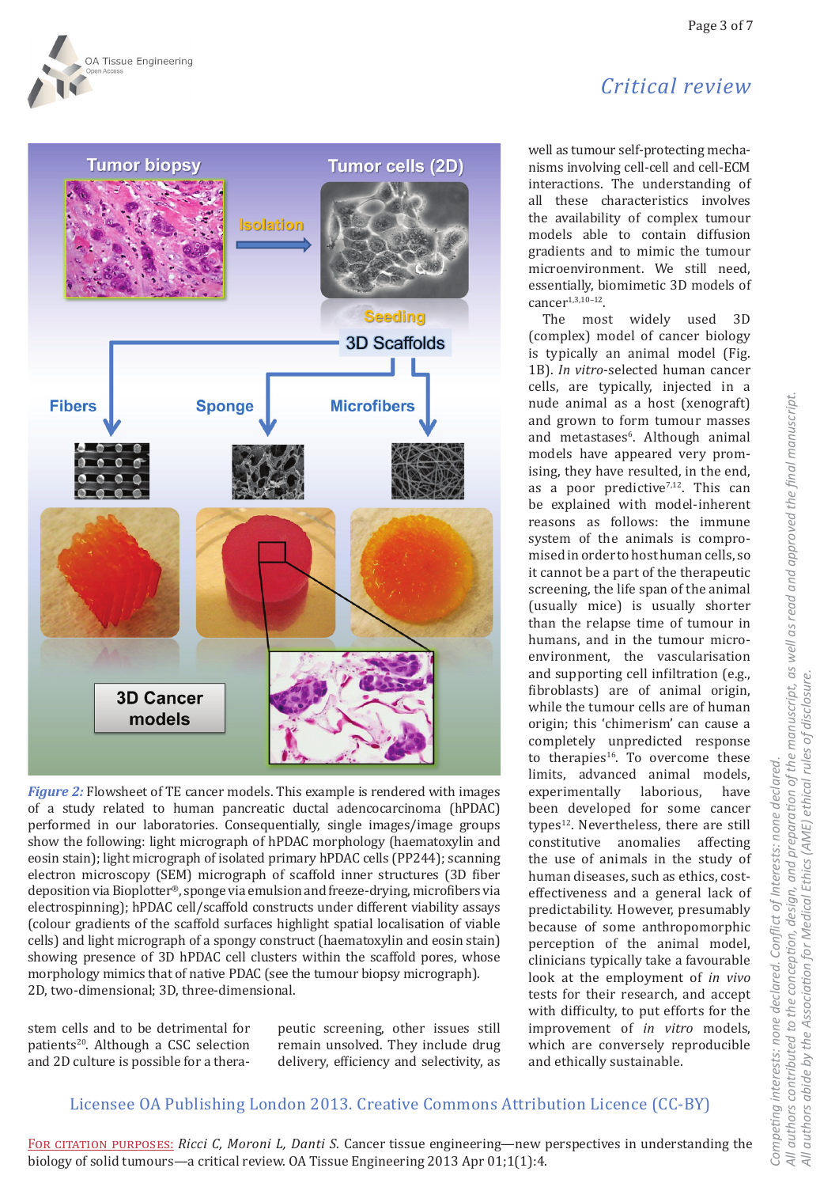Tumor biopsy

Tumor cells (2D)

Isolation

Seeding

3D Scaffolds

Fibers

Sponge

Microfibers

3D Cancer models

*Figure 2:* Flowsheet of TE cancer models. This example is rendered with images of a study related to human pancreatic ductal adencocarcinoma (hPDAC) performed in our laboratories. Consequentially, single images/image groups show the following: light micrograph of hPDAC morphology (haematoxylin and eosin stain); light micrograph of isolated primary hPDAC cells (PP244); scanning electron microscopy (SEM) micrograph of scaffold inner structures (3D fiber deposition via Bioplotter®, sponge via emulsion and freeze-drying, microfibers via electrospinning); hPDAC cell/scaffold constructs under different viability assays (colour gradients of the scaffold surfaces highlight spatial localisation of viable cells) and light micrograph of a spongy construct (haematoxylin and eosin stain) showing presence of 3D hPDAC cell clusters within the scaffold pores, whose morphology mimics that of native PDAC (see the tumour biopsy micrograph). 2D, two-dimensional; 3D, three-dimensional.

stem cells and to be detrimental for patients[20]. Although a CSC selection and 2D culture is possible for a therapeutic screening, other issues still remain unsolved. They include drug delivery, efficiency and selectivity, as well as tumour self-protecting mechanisms involving cell-cell and cell-ECM interactions. The understanding of all these characteristics involves the availability of complex tumour models able to contain diffusion gradients and to mimic the tumour microenvironment. We still need, essentially, biomimetic 3D models of cancer[1,3,10–12].

The most widely used 3D (complex) model of cancer biology is typically an animal model (Fig. 1B). *In vitro*-selected human cancer cells, are typically, injected in a nude animal as a host (xenograft) and grown to form tumour masses and metastases[6]. Although animal models have appeared very promising, they have resulted, in the end, as a poor predictive[7,12]. This can be explained with model-inherent reasons as follows: the immune system of the animals is compromised in order to host human cells, so it cannot be a part of the therapeutic screening, the life span of the animal (usually mice) is usually shorter than the relapse time of tumour in humans, and in the tumour microenvironment, the vascularisation and supporting cell infiltration (e.g., fibroblasts) are of animal origin, while the tumour cells are of human origin; this 'chimerism' can cause a completely unpredicted response to therapies[16]. To overcome these limits, advanced animal models, experimentally laborious, have been developed for some cancer types[12]. Nevertheless, there are still constitutive anomalies affecting the use of animals in the study of human diseases, such as ethics, cost-effectiveness and a general lack of predictability. However, presumably because of some anthropomorphic perception of the animal model, clinicians typically take a favourable look at the employment of *in vivo* tests for their research, and accept with difficulty, to put efforts for the improvement of *in vitro* models, which are conversely reproducible and ethically sustainable.

Licensee OA Publishing London 2013. Creative Commons Attribution Licence (CC-BY)

FOR CITATION PURPOSES: *Ricci C, Moroni L, Danti S.* Cancer tissue engineering—new perspectives in understanding the biology of solid tumours—a critical review. OA Tissue Engineering 2013 Apr 01;1(1):4.

Competing interests: none declared. Conflict of Interests: none declared. All authors contributed to the conception, design, and preparation of the manuscript, as well as read and approved the final manuscript. All authors abide by the Association for Medical Ethics (AME) ethical rules of disclosure.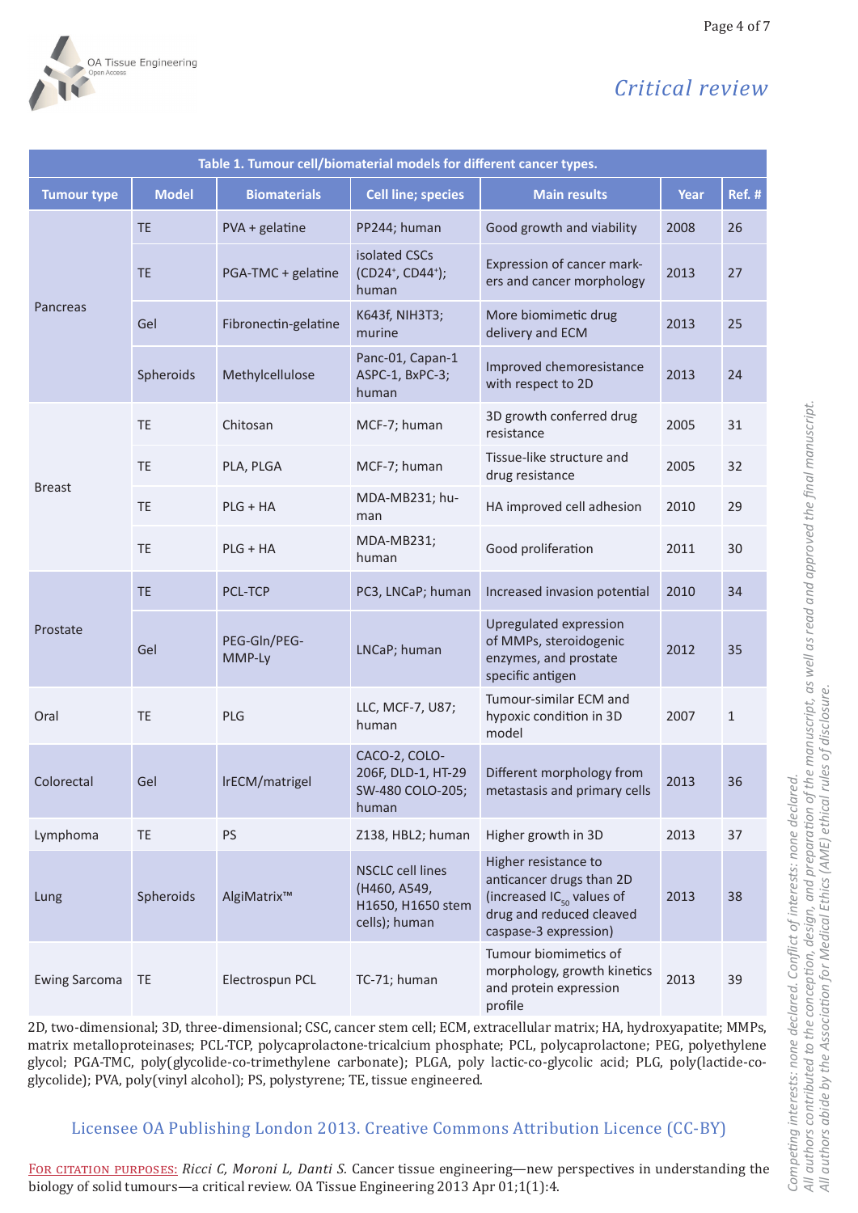**Table 1. Tumour cell/biomaterial models for different cancer types.**

| Tumour type | Model | Biomaterials | Cell line; species | Main results | Year | Ref. # |
|---|---|---|---|---|---|---|
| Pancreas | TE | PVA + gelatine | PP244; human | Good growth and viability | 2008 | 26 |
| | TE | PGA-TMC + gelatine | isolated CSCs ($CD24^{+}$, $CD44^{+}$); human | Expression of cancer markers and cancer morphology | 2013 | 27 |
| | Gel | Fibronectin-gelatine | K643f, NIH3T3; murine | More biomimetic drug delivery and ECM | 2013 | 25 |
| | Spheroids | Methylcellulose | Panc-01, Capan-1 ASPC-1, BxPC-3; human | Improved chemoresistance with respect to 2D | 2013 | 24 |
| Breast | TE | Chitosan | MCF-7; human | 3D growth conferred drug resistance | 2005 | 31 |
| | TE | PLA, PLGA | MCF-7; human | Tissue-like structure and drug resistance | 2005 | 32 |
| | TE | PLG + HA | MDA-MB231; human | HA improved cell adhesion | 2010 | 29 |
| | TE | PLG + HA | MDA-MB231; human | Good proliferation | 2011 | 30 |
| Prostate | TE | PCL-TCP | PC3, LNCaP; human | Increased invasion potential | 2010 | 34 |
| | Gel | PEG-Gln/PEG-MMP-Ly | LNCaP; human | Upregulated expression of MMPs, steroidogenic enzymes, and prostate specific antigen | 2012 | 35 |
| Oral | TE | PLG | LLC, MCF-7, U87; human | Tumour-similar ECM and hypoxic condition in 3D model | 2007 | 1 |
| Colorectal | Gel | lrECM/matrigel | CACO-2, COLO-206F, DLD-1, HT-29 SW-480 COLO-205; human | Different morphology from metastasis and primary cells | 2013 | 36 |
| Lymphoma | TE | PS | Z138, HBL2; human | Higher growth in 3D | 2013 | 37 |
| Lung | Spheroids | AlgiMatrix™ | NSCLC cell lines (H460, A549, H1650, H1650 stem cells); human | Higher resistance to anticancer drugs than 2D (increased $IC_{50}$ values of drug and reduced cleaved caspase-3 expression) | 2013 | 38 |
| Ewing Sarcoma | TE | Electrospun PCL | TC-71; human | Tumour biomimetics of morphology, growth kinetics and protein expression profile | 2013 | 39 |

2D, two-dimensional; 3D, three-dimensional; CSC, cancer stem cell; ECM, extracellular matrix; HA, hydroxyapatite; MMPs, matrix metalloproteinases; PCL-TCP, polycaprolactone-tricalcium phosphate; PCL, polycaprolactone; PEG, polyethylene glycol; PGA-TMC, poly(glycolide-co-trimethylene carbonate); PLGA, poly lactic-co-glycolic acid; PLG, poly(lactide-co-glycolide); PVA, poly(vinyl alcohol); PS, polystyrene; TE, tissue engineered.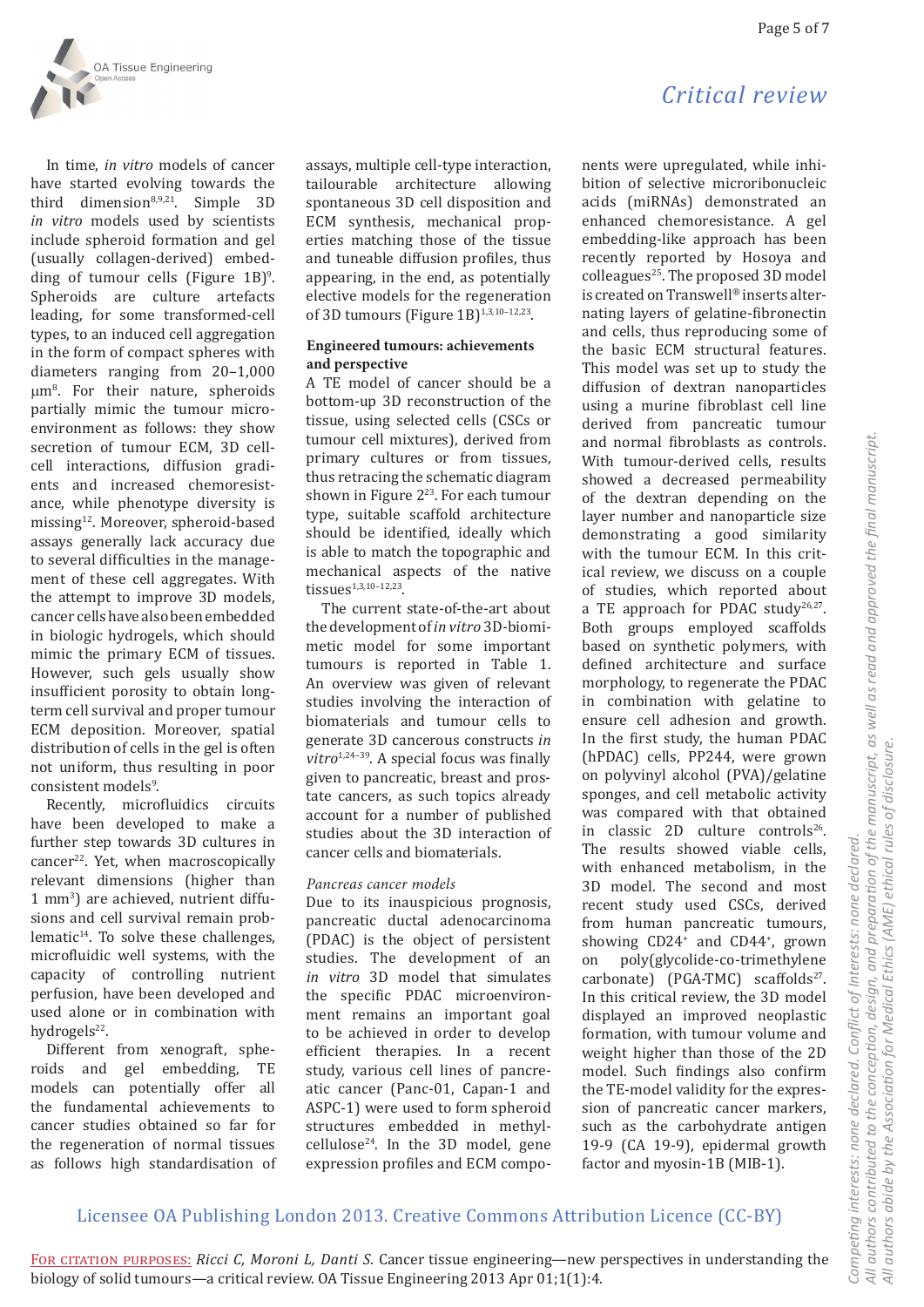In time, *in vitro* models of cancer have started evolving towards the third dimension[8,9,21]. Simple 3D *in vitro* models used by scientists include spheroid formation and gel (usually collagen-derived) embedding of tumour cells (Figure 1B)[9]. Spheroids are culture artefacts leading, for some transformed-cell types, to an induced cell aggregation in the form of compact spheres with diameters ranging from 20–1,000 μm[8]. For their nature, spheroids partially mimic the tumour microenvironment as follows: they show secretion of tumour ECM, 3D cell-cell interactions, diffusion gradients and increased chemoresistance, while phenotype diversity is missing[12]. Moreover, spheroid-based assays generally lack accuracy due to several difficulties in the management of these cell aggregates. With the attempt to improve 3D models, cancer cells have also been embedded in biologic hydrogels, which should mimic the primary ECM of tissues. However, such gels usually show insufficient porosity to obtain long-term cell survival and proper tumour ECM deposition. Moreover, spatial distribution of cells in the gel is often not uniform, thus resulting in poor consistent models[9].

Recently, microfluidics circuits have been developed to make a further step towards 3D cultures in cancer[22]. Yet, when macroscopically relevant dimensions (higher than 1 $mm^3$) are achieved, nutrient diffusions and cell survival remain problematic[14]. To solve these challenges, microfluidic well systems, with the capacity of controlling nutrient perfusion, have been developed and used alone or in combination with hydrogels[22].

Different from xenograft, spheroids and gel embedding, TE models can potentially offer all the fundamental achievements to cancer studies obtained so far for the regeneration of normal tissues as follows high standardisation of assays, multiple cell-type interaction, tailourable architecture allowing spontaneous 3D cell disposition and ECM synthesis, mechanical properties matching those of the tissue and tuneable diffusion profiles, thus appearing, in the end, as potentially elective models for the regeneration of 3D tumours (Figure 1B)[1,3,10–12,23].

## Engineered tumours: achievements and perspective

A TE model of cancer should be a bottom-up 3D reconstruction of the tissue, using selected cells (CSCs or tumour cell mixtures), derived from primary cultures or from tissues, thus retracing the schematic diagram shown in Figure 2[23]. For each tumour type, suitable scaffold architecture should be identified, ideally which is able to match the topographic and mechanical aspects of the native tissues[1,3,10–12,23].

The current state-of-the-art about the development of *in vitro* 3D-biomimetic model for some important tumours is reported in Table 1. An overview was given of relevant studies involving the interaction of biomaterials and tumour cells to generate 3D cancerous constructs *in vitro*[1,24–39]. A special focus was finally given to pancreatic, breast and prostate cancers, as such topics already account for a number of published studies about the 3D interaction of cancer cells and biomaterials.

### *Pancreas cancer models*

Due to its inauspicious prognosis, pancreatic ductal adenocarcinoma (PDAC) is the object of persistent studies. The development of an *in vitro* 3D model that simulates the specific PDAC microenvironment remains an important goal to be achieved in order to develop efficient therapies. In a recent study, various cell lines of pancreatic cancer (Panc-01, Capan-1 and ASPC-1) were used to form spheroid structures embedded in methylcellulose[24]. In the 3D model, gene expression profiles and ECM components were upregulated, while inhibition of selective microribonucleic acids (miRNAs) demonstrated an enhanced chemoresistance. A gel embedding-like approach has been recently reported by Hosoya and colleagues[25]. The proposed 3D model is created on Transwell® inserts alternating layers of gelatine-fibronectin and cells, thus reproducing some of the basic ECM structural features. This model was set up to study the diffusion of dextran nanoparticles using a murine fibroblast cell line derived from pancreatic tumour and normal fibroblasts as controls. With tumour-derived cells, results showed a decreased permeability of the dextran depending on the layer number and nanoparticle size demonstrating a good similarity with the tumour ECM. In this critical review, we discuss on a couple of studies, which reported about a TE approach for PDAC study[26,27]. Both groups employed scaffolds based on synthetic polymers, with defined architecture and surface morphology, to regenerate the PDAC in combination with gelatine to ensure cell adhesion and growth. In the first study, the human PDAC (hPDAC) cells, PP244, were grown on polyvinyl alcohol (PVA)/gelatine sponges, and cell metabolic activity was compared with that obtained in classic 2D culture controls[26]. The results showed viable cells, with enhanced metabolism, in the 3D model. The second and most recent study used CSCs, derived from human pancreatic tumours, showing $CD24^+$ and $CD44^+$, grown on poly(glycolide-co-trimethylene carbonate) (PGA-TMC) scaffolds[27]. In this critical review, the 3D model displayed an improved neoplastic formation, with tumour volume and weight higher than those of the 2D model. Such findings also confirm the TE-model validity for the expression of pancreatic cancer markers, such as the carbohydrate antigen 19-9 (CA 19-9), epidermal growth factor and myosin-1B (MIB-1).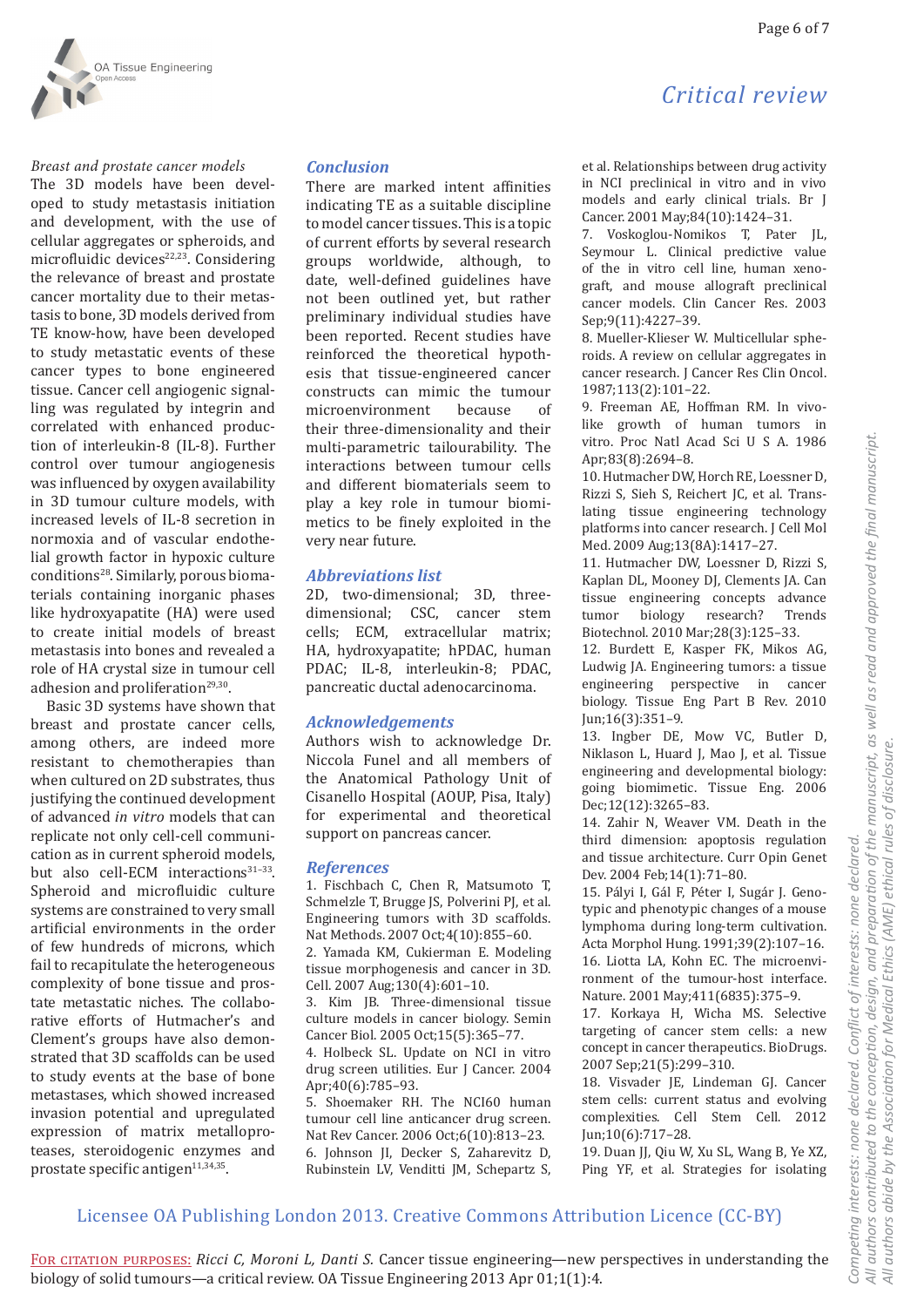*Breast and prostate cancer models*

The 3D models have been developed to study metastasis initiation and development, with the use of cellular aggregates or spheroids, and microfluidic devices[22,23]. Considering the relevance of breast and prostate cancer mortality due to their metastasis to bone, 3D models derived from TE know-how, have been developed to study metastatic events of these cancer types to bone engineered tissue. Cancer cell angiogenic signalling was regulated by integrin and correlated with enhanced production of interleukin-8 (IL-8). Further control over tumour angiogenesis was influenced by oxygen availability in 3D tumour culture models, with increased levels of IL-8 secretion in normoxia and of vascular endothelial growth factor in hypoxic culture conditions[28]. Similarly, porous biomaterials containing inorganic phases like hydroxyapatite (HA) were used to create initial models of breast metastasis into bones and revealed a role of HA crystal size in tumour cell adhesion and proliferation[29,30].

Basic 3D systems have shown that breast and prostate cancer cells, among others, are indeed more resistant to chemotherapies than when cultured on 2D substrates, thus justifying the continued development of advanced *in vitro* models that can replicate not only cell-cell communication as in current spheroid models, but also cell-ECM interactions[31–33]. Spheroid and microfluidic culture systems are constrained to very small artificial environments in the order of few hundreds of microns, which fail to recapitulate the heterogeneous complexity of bone tissue and prostate metastatic niches. The collaborative efforts of Hutmacher's and Clement's groups have also demonstrated that 3D scaffolds can be used to study events at the base of bone metastases, which showed increased invasion potential and upregulated expression of matrix metalloproteases, steroidogenic enzymes and prostate specific antigen[11,34,35].

## Conclusion

There are marked intent affinities indicating TE as a suitable discipline to model cancer tissues. This is a topic of current efforts by several research groups worldwide, although, to date, well-defined guidelines have not been outlined yet, but rather preliminary individual studies have been reported. Recent studies have reinforced the theoretical hypothesis that tissue-engineered cancer constructs can mimic the tumour microenvironment because of their three-dimensionality and their multi-parametric tailourability. The interactions between tumour cells and different biomaterials seem to play a key role in tumour biomimetics to be finely exploited in the very near future.

## Abbreviations list

2D, two-dimensional; 3D, three-dimensional; CSC, cancer stem cells; ECM, extracellular matrix; HA, hydroxyapatite; hPDAC, human PDAC; IL-8, interleukin-8; PDAC, pancreatic ductal adenocarcinoma.

## Acknowledgements

Authors wish to acknowledge Dr. Niccola Funel and all members of the Anatomical Pathology Unit of Cisanello Hospital (AOUP, Pisa, Italy) for experimental and theoretical support on pancreas cancer.

## References

1. Fischbach C, Chen R, Matsumoto T, Schmelzle T, Brugge JS, Polverini PJ, et al. Engineering tumors with 3D scaffolds. Nat Methods. 2007 Oct;4(10):855–60.
2. Yamada KM, Cukierman E. Modeling tissue morphogenesis and cancer in 3D. Cell. 2007 Aug;130(4):601–10.
3. Kim JB. Three-dimensional tissue culture models in cancer biology. Semin Cancer Biol. 2005 Oct;15(5):365–77.
4. Holbeck SL. Update on NCI in vitro drug screen utilities. Eur J Cancer. 2004 Apr;40(6):785–93.
5. Shoemaker RH. The NCI60 human tumour cell line anticancer drug screen. Nat Rev Cancer. 2006 Oct;6(10):813–23.
6. Johnson JI, Decker S, Zaharevitz D, Rubinstein LV, Venditti JM, Schepartz S, et al. Relationships between drug activity in NCI preclinical in vitro and in vivo models and early clinical trials. Br J Cancer. 2001 May;84(10):1424–31.
7. Voskoglou-Nomikos T, Pater JL, Seymour L. Clinical predictive value of the in vitro cell line, human xenograft, and mouse allograft preclinical cancer models. Clin Cancer Res. 2003 Sep;9(11):4227–39.
8. Mueller-Klieser W. Multicellular spheroids. A review on cellular aggregates in cancer research. J Cancer Res Clin Oncol. 1987;113(2):101–22.
9. Freeman AE, Hoffman RM. In vivo-like growth of human tumors in vitro. Proc Natl Acad Sci U S A. 1986 Apr;83(8):2694–8.
10. Hutmacher DW, Horch RE, Loessner D, Rizzi S, Sieh S, Reichert JC, et al. Translating tissue engineering technology platforms into cancer research. J Cell Mol Med. 2009 Aug;13(8A):1417–27.
11. Hutmacher DW, Loessner D, Rizzi S, Kaplan DL, Mooney DJ, Clements JA. Can tissue engineering concepts advance tumor biology research? Trends Biotechnol. 2010 Mar;28(3):125–33.
12. Burdett E, Kasper FK, Mikos AG, Ludwig JA. Engineering tumors: a tissue engineering perspective in cancer biology. Tissue Eng Part B Rev. 2010 Jun;16(3):351–9.
13. Ingber DE, Mow VC, Butler D, Niklason L, Huard J, Mao J, et al. Tissue engineering and developmental biology: going biomimetic. Tissue Eng. 2006 Dec;12(12):3265–83.
14. Zahir N, Weaver VM. Death in the third dimension: apoptosis regulation and tissue architecture. Curr Opin Genet Dev. 2004 Feb;14(1):71–80.
15. Pályi I, Gál F, Péter I, Sugár J. Genotypic and phenotypic changes of a mouse lymphoma during long-term cultivation. Acta Morphol Hung. 1991;39(2):107–16.
16. Liotta LA, Kohn EC. The microenvironment of the tumour-host interface. Nature. 2001 May;411(6835):375–9.
17. Korkaya H, Wicha MS. Selective targeting of cancer stem cells: a new concept in cancer therapeutics. BioDrugs. 2007 Sep;21(5):299–310.
18. Visvader JE, Lindeman GJ. Cancer stem cells: current status and evolving complexities. Cell Stem Cell. 2012 Jun;10(6):717–28.
19. Duan JJ, Qiu W, Xu SL, Wang B, Ye XZ, Ping YF, et al. Strategies for isolating

Competing interests: none declared. Conflict of interests: none declared.
All authors contributed to the conception, design, and preparation of the manuscript, as well as read and approved the final manuscript.
All authors abide by the Association for Medical Ethics (AME) ethical rules of disclosure.

Licensee OA Publishing London 2013. Creative Commons Attribution Licence (CC-BY)

For citation purposes: *Ricci C, Moroni L, Danti S.* Cancer tissue engineering—new perspectives in understanding the biology of solid tumours—a critical review. OA Tissue Engineering 2013 Apr 01;1(1):4.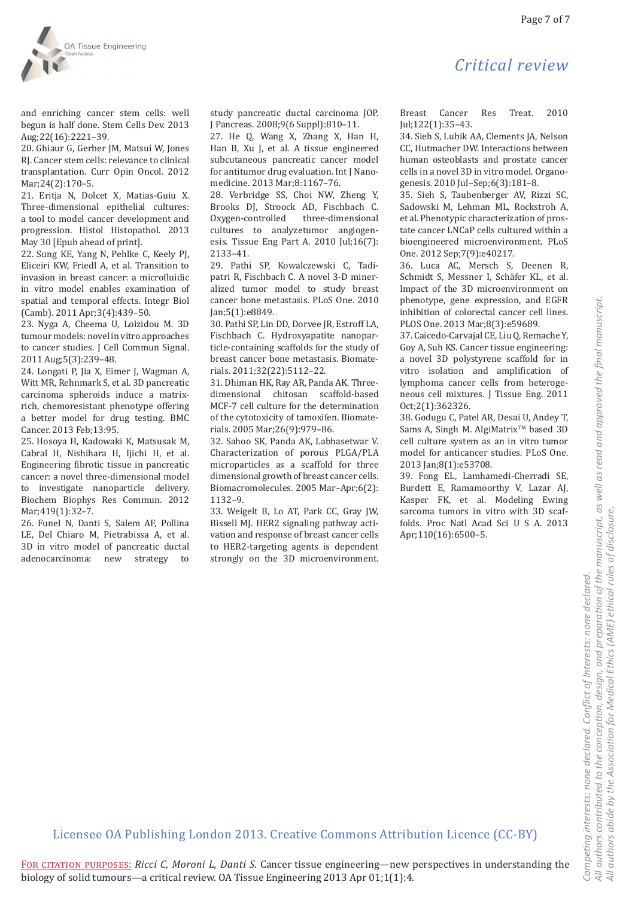and enriching cancer stem cells: well begun is half done. Stem Cells Dev. 2013 Aug;22(16):2221–39.

20. Ghiaur G, Gerber JM, Matsui W, Jones RJ. Cancer stem cells: relevance to clinical transplantation. Curr Opin Oncol. 2012 Mar;24(2):170–5.

21. Eritja N, Dolcet X, Matias-Guiu X. Three-dimensional epithelial cultures: a tool to model cancer development and progression. Histol Histopathol. 2013 May 30 [Epub ahead of print].

22. Sung KE, Yang N, Pehlke C, Keely PJ, Eliceiri KW, Friedl A, et al. Transition to invasion in breast cancer: a microfluidic in vitro model enables examination of spatial and temporal effects. Integr Biol (Camb). 2011 Apr;3(4):439–50.

23. Nyga A, Cheema U, Loizidou M. 3D tumour models: novel in vitro approaches to cancer studies. J Cell Commun Signal. 2011 Aug;5(3):239–48.

24. Longati P, Jia X, Eimer J, Wagman A, Witt MR, Rehnmark S, et al. 3D pancreatic carcinoma spheroids induce a matrix-rich, chemoresistant phenotype offering a better model for drug testing. BMC Cancer. 2013 Feb;13:95.

25. Hosoya H, Kadowaki K, Matsusak M, Cabral H, Nishihara H, Ijichi H, et al. Engineering fibrotic tissue in pancreatic cancer: a novel three-dimensional model to investigate nanoparticle delivery. Biochem Biophys Res Commun. 2012 Mar;419(1):32–7.

26. Funel N, Danti S, Salem AF, Pollina LE, Del Chiaro M, Pietrabissa A, et al. 3D in vitro model of pancreatic ductal adenocarcinoma: new strategy to study pancreatic ductal carcinoma JOP. J Pancreas. 2008;9(6 Suppl):810–11.

27. He Q, Wang X, Zhang X, Han H, Han B, Xu J, et al. A tissue engineered subcutaneous pancreatic cancer model for antitumor drug evaluation. Int J Nanomedicine. 2013 Mar;8:1167–76.

28. Verbridge SS, Choi NW, Zheng Y, Brooks DJ, Stroock AD, Fischbach C. Oxygen-controlled three-dimensional cultures to analyzetumor angiogenesis. Tissue Eng Part A. 2010 Jul;16(7): 2133–41.

29. Pathi SP, Kowalczewski C, Tadipatri R, Fischbach C. A novel 3-D mineralized tumor model to study breast cancer bone metastasis. PLoS One. 2010 Jan;5(1):e8849.

30. Pathi SP, Lin DD, Dorvee JR, Estroff LA, Fischbach C. Hydroxyapatite nanoparticle-containing scaffolds for the study of breast cancer bone metastasis. Biomaterials. 2011;32(22):5112–22.

31. Dhiman HK, Ray AR, Panda AK. Three-dimensional chitosan scaffold-based MCF-7 cell culture for the determination of the cytotoxicity of tamoxifen. Biomaterials. 2005 Mar;26(9):979–86.

32. Sahoo SK, Panda AK, Labhasetwar V. Characterization of porous PLGA/PLA microparticles as a scaffold for three dimensional growth of breast cancer cells. Biomacromolecules. 2005 Mar–Apr;6(2): 1132–9.

33. Weigelt B, Lo AT, Park CC, Gray JW, Bissell MJ. HER2 signaling pathway activation and response of breast cancer cells to HER2-targeting agents is dependent strongly on the 3D microenvironment. Breast Cancer Res Treat. 2010 Jul;122(1):35–43.

34. Sieh S, Lubik AA, Clements JA, Nelson CC, Hutmacher DW. Interactions between human osteoblasts and prostate cancer cells in a novel 3D in vitro model. Organogenesis. 2010 Jul–Sep;6(3):181–8.

35. Sieh S, Taubenberger AV, Rizzi SC, Sadowski M, Lehman ML, Rockstroh A, et al. Phenotypic characterization of prostate cancer LNCaP cells cultured within a bioengineered microenvironment. PLoS One. 2012 Sep;7(9):e40217.

36. Luca AC, Mersch S, Deenen R, Schmidt S, Messner I, Schäfer KL, et al. Impact of the 3D microenvironment on phenotype, gene expression, and EGFR inhibition of colorectal cancer cell lines. PLOS One. 2013 Mar;8(3):e59689.

37. Caicedo-Carvajal CE, Liu Q, Remache Y, Goy A, Suh KS. Cancer tissue engineering: a novel 3D polystyrene scaffold for in vitro isolation and amplification of lymphoma cancer cells from heterogeneous cell mixtures. J Tissue Eng. 2011 Oct;2(1):362326.

38. Godugu C, Patel AR, Desai U, Andey T, Sams A, Singh M. AlgiMatrix™ based 3D cell culture system as an in vitro tumor model for anticancer studies. PLoS One. 2013 Jan;8(1):e53708.

39. Fong EL, Lamhamedi-Cherradi SE, Burdett E, Ramamoorthy V, Lazar AJ, Kasper FK, et al. Modeling Ewing sarcoma tumors in vitro with 3D scaffolds. Proc Natl Acad Sci U S A. 2013 Apr;110(16):6500–5.

*Competing interests: none declared. Conflict of Interests: none declared.*
*All authors contributed to the conception, design, and preparation of the manuscript, as well as read and approved the final manuscript.*
*All authors abide by the Association for Medical Ethics (AME) ethical rules of disclosure.*

Licensee OA Publishing London 2013. Creative Commons Attribution Licence (CC-BY)

For citation purposes: *Ricci C, Moroni L, Danti S.* Cancer tissue engineering—new perspectives in understanding the biology of solid tumours—a critical review. OA Tissue Engineering 2013 Apr 01;1(1):4.